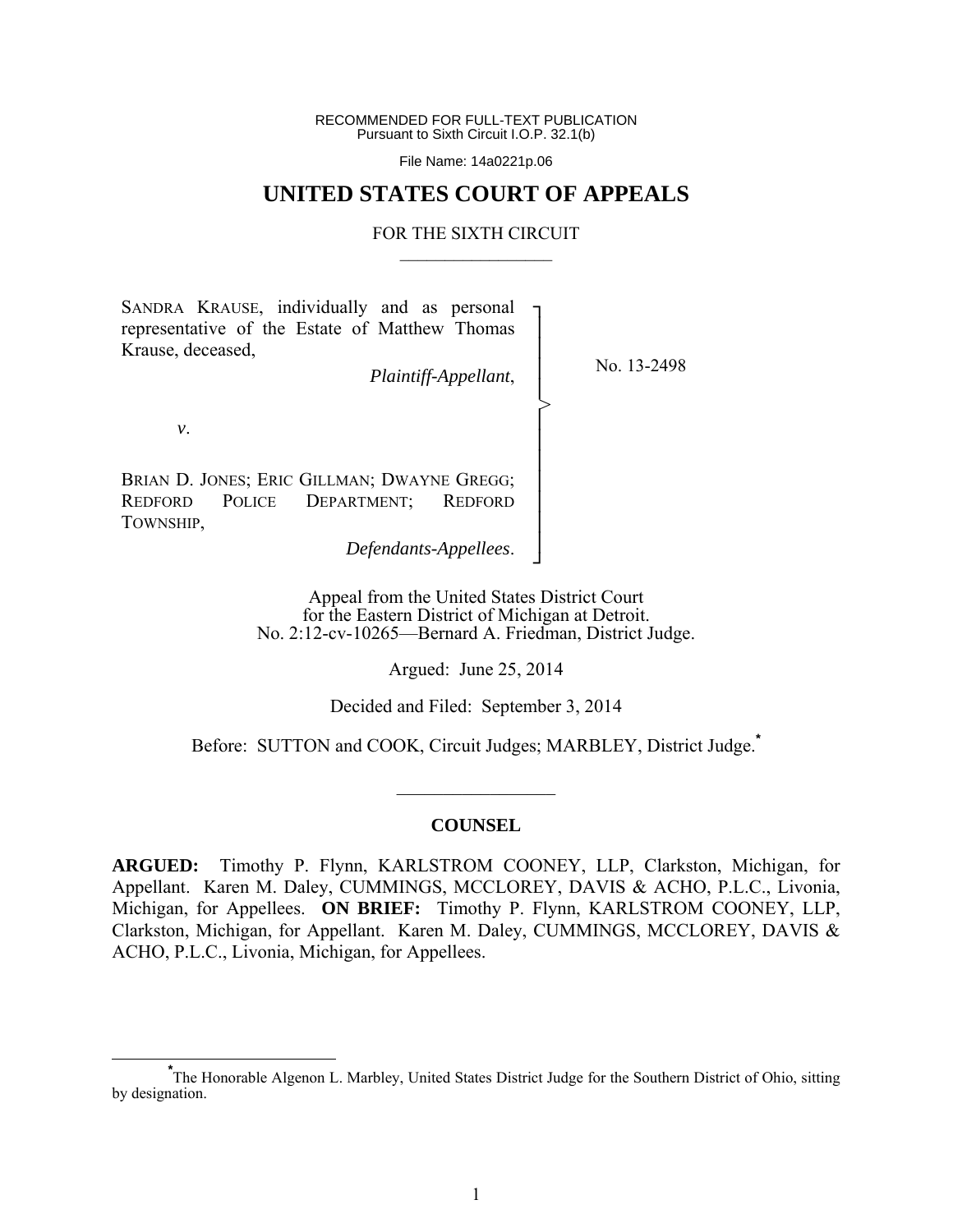RECOMMENDED FOR FULL-TEXT PUBLICATION
Pursuant to Sixth Circuit I.O.P. 32.1(b)

File Name: 14a0221p.06

# UNITED STATES COURT OF APPEALS

FOR THE SIXTH CIRCUIT

---

SANDRA KRAUSE, individually and as personal representative of the Estate of Matthew Thomas Krause, deceased,

*Plaintiff-Appellant*,

*v*.

BRIAN D. JONES; ERIC GILLMAN; DWAYNE GREGG; REDFORD POLICE DEPARTMENT; REDFORD TOWNSHIP,

*Defendants-Appellees*.

No. 13-2498

Appeal from the United States District Court
for the Eastern District of Michigan at Detroit.
No. 2:12-cv-10265—Bernard A. Friedman, District Judge.

Argued: June 25, 2014

Decided and Filed: September 3, 2014

Before: SUTTON and COOK, Circuit Judges; MARBLEY, District Judge.*

---

## COUNSEL

**ARGUED:** Timothy P. Flynn, KARLSTROM COONEY, LLP, Clarkston, Michigan, for Appellant. Karen M. Daley, CUMMINGS, MCCLOREY, DAVIS & ACHO, P.L.C., Livonia, Michigan, for Appellees. **ON BRIEF:** Timothy P. Flynn, KARLSTROM COONEY, LLP, Clarkston, Michigan, for Appellant. Karen M. Daley, CUMMINGS, MCCLOREY, DAVIS & ACHO, P.L.C., Livonia, Michigan, for Appellees.

---

*The Honorable Algenon L. Marbley, United States District Judge for the Southern District of Ohio, sitting by designation.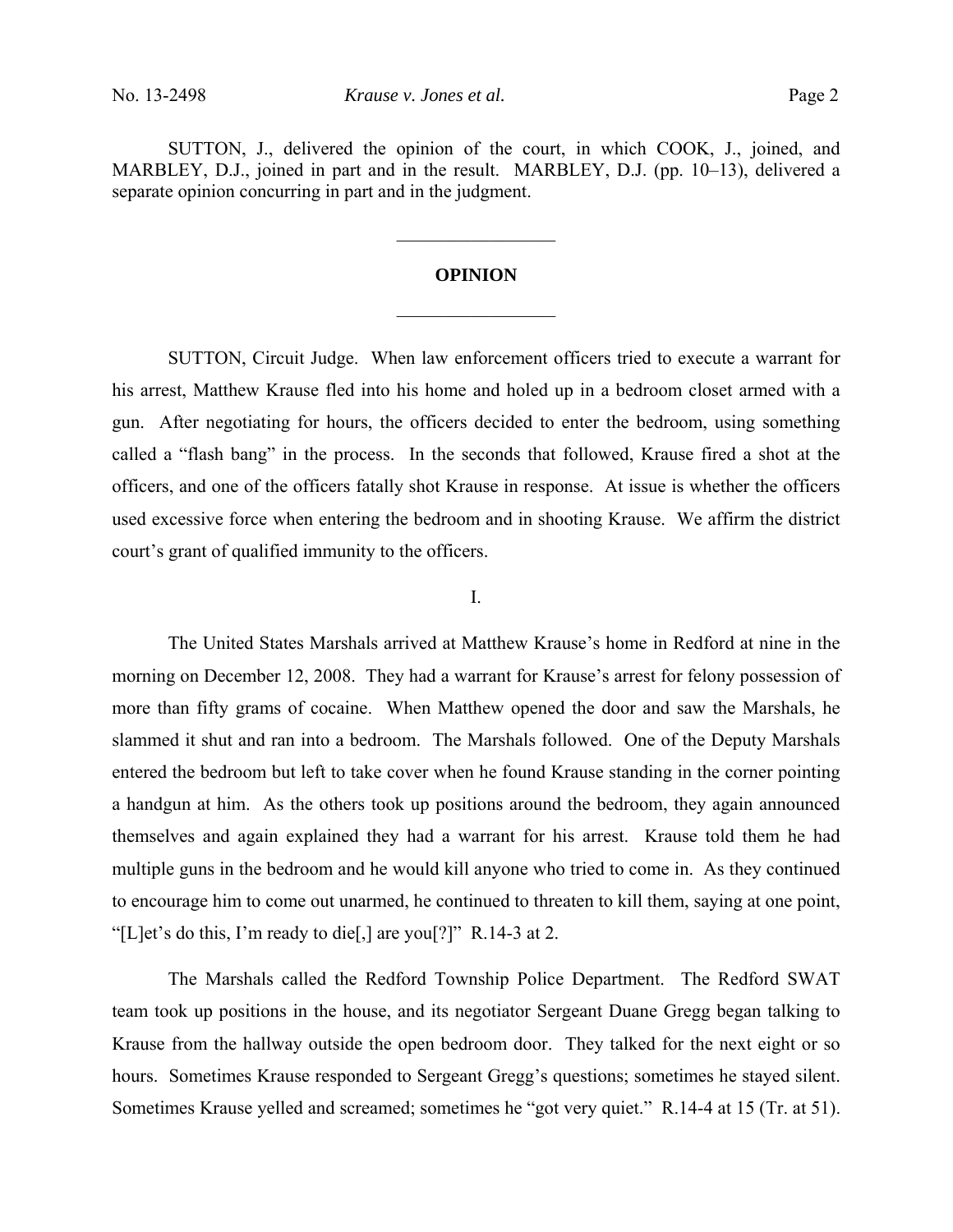SUTTON, J., delivered the opinion of the court, in which COOK, J., joined, and MARBLEY, D.J., joined in part and in the result. MARBLEY, D.J. (pp. 10–13), delivered a separate opinion concurring in part and in the judgment.

---

## OPINION

---

SUTTON, Circuit Judge. When law enforcement officers tried to execute a warrant for his arrest, Matthew Krause fled into his home and holed up in a bedroom closet armed with a gun. After negotiating for hours, the officers decided to enter the bedroom, using something called a "flash bang" in the process. In the seconds that followed, Krause fired a shot at the officers, and one of the officers fatally shot Krause in response. At issue is whether the officers used excessive force when entering the bedroom and in shooting Krause. We affirm the district court's grant of qualified immunity to the officers.

### I.

The United States Marshals arrived at Matthew Krause's home in Redford at nine in the morning on December 12, 2008. They had a warrant for Krause's arrest for felony possession of more than fifty grams of cocaine. When Matthew opened the door and saw the Marshals, he slammed it shut and ran into a bedroom. The Marshals followed. One of the Deputy Marshals entered the bedroom but left to take cover when he found Krause standing in the corner pointing a handgun at him. As the others took up positions around the bedroom, they again announced themselves and again explained they had a warrant for his arrest. Krause told them he had multiple guns in the bedroom and he would kill anyone who tried to come in. As they continued to encourage him to come out unarmed, he continued to threaten to kill them, saying at one point, "[L]et's do this, I'm ready to die[,] are you[?]" R.14-3 at 2.

The Marshals called the Redford Township Police Department. The Redford SWAT team took up positions in the house, and its negotiator Sergeant Duane Gregg began talking to Krause from the hallway outside the open bedroom door. They talked for the next eight or so hours. Sometimes Krause responded to Sergeant Gregg's questions; sometimes he stayed silent. Sometimes Krause yelled and screamed; sometimes he "got very quiet." R.14-4 at 15 (Tr. at 51).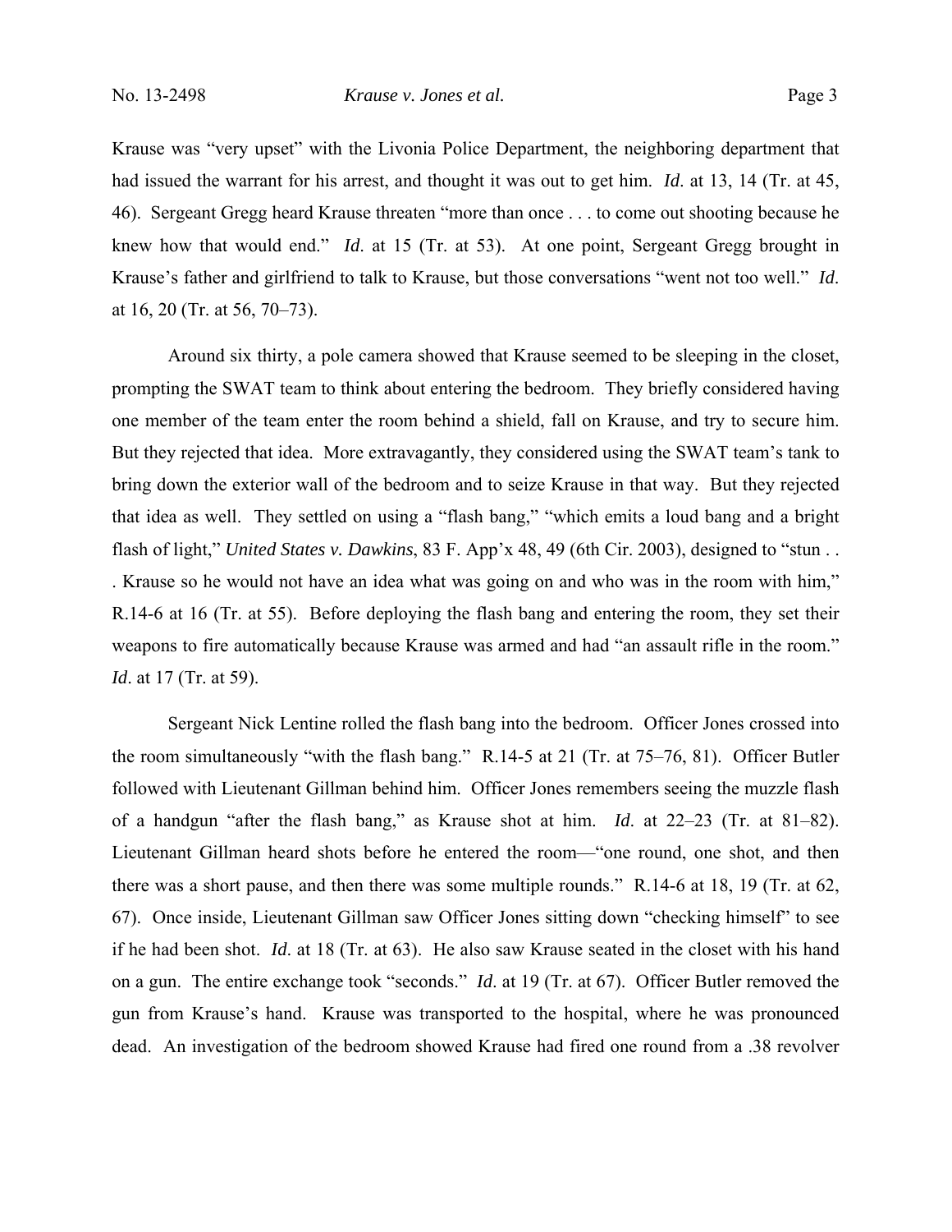Krause was "very upset" with the Livonia Police Department, the neighboring department that had issued the warrant for his arrest, and thought it was out to get him. *Id*. at 13, 14 (Tr. at 45, 46). Sergeant Gregg heard Krause threaten "more than once . . . to come out shooting because he knew how that would end." *Id*. at 15 (Tr. at 53). At one point, Sergeant Gregg brought in Krause's father and girlfriend to talk to Krause, but those conversations "went not too well." *Id*. at 16, 20 (Tr. at 56, 70–73).

Around six thirty, a pole camera showed that Krause seemed to be sleeping in the closet, prompting the SWAT team to think about entering the bedroom. They briefly considered having one member of the team enter the room behind a shield, fall on Krause, and try to secure him. But they rejected that idea. More extravagantly, they considered using the SWAT team's tank to bring down the exterior wall of the bedroom and to seize Krause in that way. But they rejected that idea as well. They settled on using a "flash bang," "which emits a loud bang and a bright flash of light," *United States v. Dawkins*, 83 F. App'x 48, 49 (6th Cir. 2003), designed to "stun . . . Krause so he would not have an idea what was going on and who was in the room with him," R.14-6 at 16 (Tr. at 55). Before deploying the flash bang and entering the room, they set their weapons to fire automatically because Krause was armed and had "an assault rifle in the room." *Id*. at 17 (Tr. at 59).

Sergeant Nick Lentine rolled the flash bang into the bedroom. Officer Jones crossed into the room simultaneously "with the flash bang." R.14-5 at 21 (Tr. at 75–76, 81). Officer Butler followed with Lieutenant Gillman behind him. Officer Jones remembers seeing the muzzle flash of a handgun "after the flash bang," as Krause shot at him. *Id*. at 22–23 (Tr. at 81–82). Lieutenant Gillman heard shots before he entered the room—"one round, one shot, and then there was a short pause, and then there was some multiple rounds." R.14-6 at 18, 19 (Tr. at 62, 67). Once inside, Lieutenant Gillman saw Officer Jones sitting down "checking himself" to see if he had been shot. *Id.* at 18 (Tr. at 63). He also saw Krause seated in the closet with his hand on a gun. The entire exchange took "seconds." *Id.* at 19 (Tr. at 67). Officer Butler removed the gun from Krause's hand. Krause was transported to the hospital, where he was pronounced dead. An investigation of the bedroom showed Krause had fired one round from a .38 revolver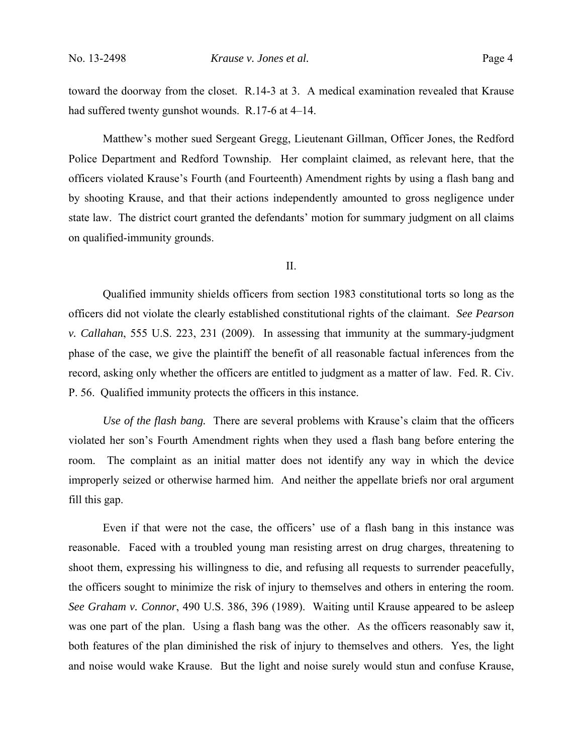toward the doorway from the closet. R.14-3 at 3. A medical examination revealed that Krause had suffered twenty gunshot wounds. R.17-6 at 4–14.

Matthew's mother sued Sergeant Gregg, Lieutenant Gillman, Officer Jones, the Redford Police Department and Redford Township. Her complaint claimed, as relevant here, that the officers violated Krause's Fourth (and Fourteenth) Amendment rights by using a flash bang and by shooting Krause, and that their actions independently amounted to gross negligence under state law. The district court granted the defendants' motion for summary judgment on all claims on qualified-immunity grounds.

## II.

Qualified immunity shields officers from section 1983 constitutional torts so long as the officers did not violate the clearly established constitutional rights of the claimant. *See Pearson v. Callahan*, 555 U.S. 223, 231 (2009). In assessing that immunity at the summary-judgment phase of the case, we give the plaintiff the benefit of all reasonable factual inferences from the record, asking only whether the officers are entitled to judgment as a matter of law. Fed. R. Civ. P. 56. Qualified immunity protects the officers in this instance.

*Use of the flash bang.* There are several problems with Krause's claim that the officers violated her son's Fourth Amendment rights when they used a flash bang before entering the room. The complaint as an initial matter does not identify any way in which the device improperly seized or otherwise harmed him. And neither the appellate briefs nor oral argument fill this gap.

Even if that were not the case, the officers' use of a flash bang in this instance was reasonable. Faced with a troubled young man resisting arrest on drug charges, threatening to shoot them, expressing his willingness to die, and refusing all requests to surrender peacefully, the officers sought to minimize the risk of injury to themselves and others in entering the room. *See Graham v. Connor*, 490 U.S. 386, 396 (1989). Waiting until Krause appeared to be asleep was one part of the plan. Using a flash bang was the other. As the officers reasonably saw it, both features of the plan diminished the risk of injury to themselves and others. Yes, the light and noise would wake Krause. But the light and noise surely would stun and confuse Krause,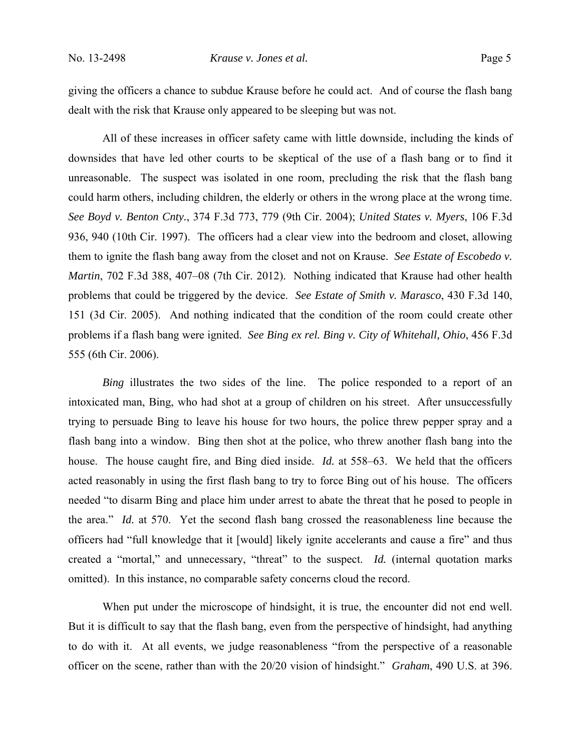giving the officers a chance to subdue Krause before he could act. And of course the flash bang dealt with the risk that Krause only appeared to be sleeping but was not.

All of these increases in officer safety came with little downside, including the kinds of downsides that have led other courts to be skeptical of the use of a flash bang or to find it unreasonable. The suspect was isolated in one room, precluding the risk that the flash bang could harm others, including children, the elderly or others in the wrong place at the wrong time. *See Boyd v. Benton Cnty.*, 374 F.3d 773, 779 (9th Cir. 2004); *United States v. Myers*, 106 F.3d 936, 940 (10th Cir. 1997). The officers had a clear view into the bedroom and closet, allowing them to ignite the flash bang away from the closet and not on Krause. *See Estate of Escobedo v. Martin*, 702 F.3d 388, 407–08 (7th Cir. 2012). Nothing indicated that Krause had other health problems that could be triggered by the device. *See Estate of Smith v. Marasco*, 430 F.3d 140, 151 (3d Cir. 2005). And nothing indicated that the condition of the room could create other problems if a flash bang were ignited. *See Bing ex rel. Bing v. City of Whitehall, Ohio*, 456 F.3d 555 (6th Cir. 2006).

*Bing* illustrates the two sides of the line. The police responded to a report of an intoxicated man, Bing, who had shot at a group of children on his street. After unsuccessfully trying to persuade Bing to leave his house for two hours, the police threw pepper spray and a flash bang into a window. Bing then shot at the police, who threw another flash bang into the house. The house caught fire, and Bing died inside. *Id.* at 558–63. We held that the officers acted reasonably in using the first flash bang to try to force Bing out of his house. The officers needed "to disarm Bing and place him under arrest to abate the threat that he posed to people in the area." *Id.* at 570. Yet the second flash bang crossed the reasonableness line because the officers had "full knowledge that it [would] likely ignite accelerants and cause a fire" and thus created a "mortal," and unnecessary, "threat" to the suspect. *Id.* (internal quotation marks omitted). In this instance, no comparable safety concerns cloud the record.

When put under the microscope of hindsight, it is true, the encounter did not end well. But it is difficult to say that the flash bang, even from the perspective of hindsight, had anything to do with it. At all events, we judge reasonableness "from the perspective of a reasonable officer on the scene, rather than with the 20/20 vision of hindsight." *Graham*, 490 U.S. at 396.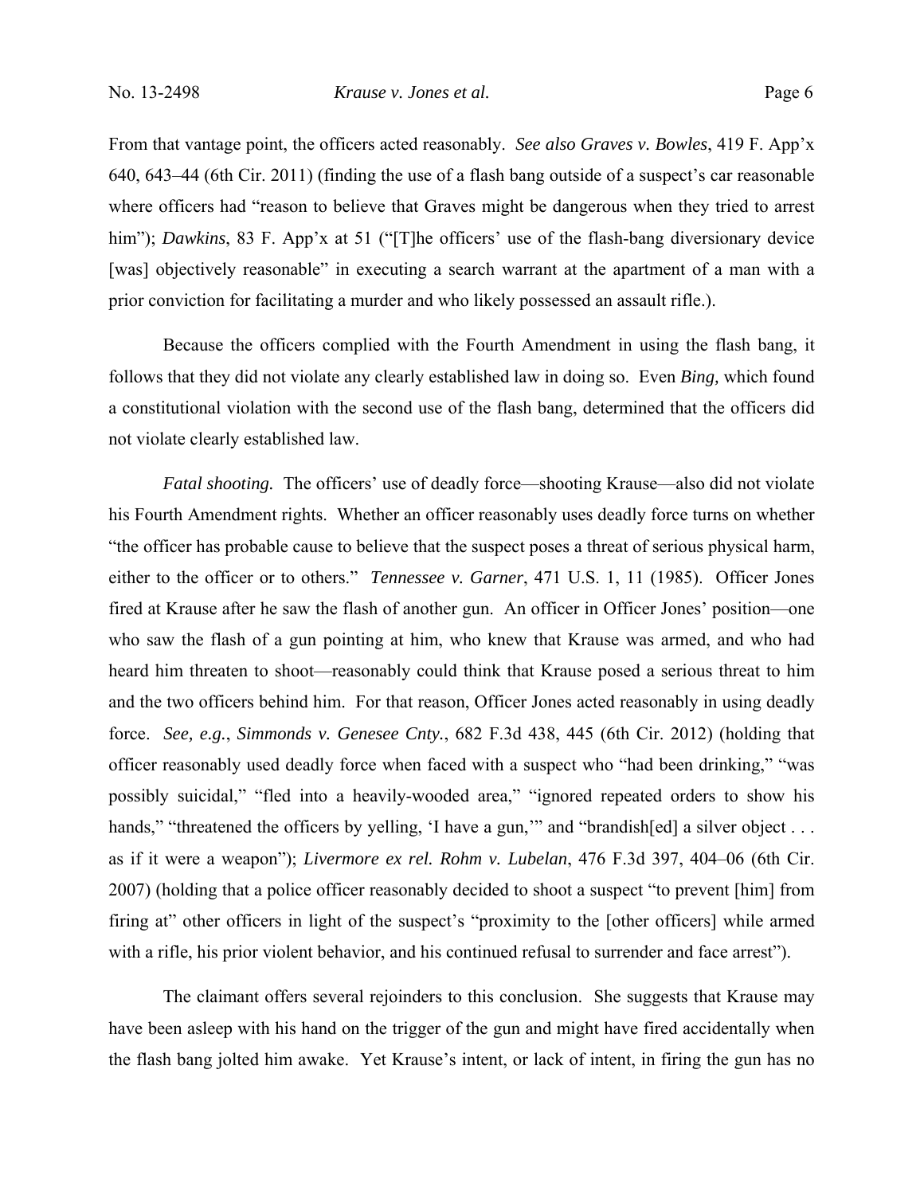From that vantage point, the officers acted reasonably. *See also Graves v. Bowles*, 419 F. App'x 640, 643–44 (6th Cir. 2011) (finding the use of a flash bang outside of a suspect's car reasonable where officers had "reason to believe that Graves might be dangerous when they tried to arrest him"); *Dawkins*, 83 F. App'x at 51 ("[T]he officers' use of the flash-bang diversionary device [was] objectively reasonable" in executing a search warrant at the apartment of a man with a prior conviction for facilitating a murder and who likely possessed an assault rifle.).

Because the officers complied with the Fourth Amendment in using the flash bang, it follows that they did not violate any clearly established law in doing so. Even *Bing,* which found a constitutional violation with the second use of the flash bang, determined that the officers did not violate clearly established law.

*Fatal shooting.* The officers' use of deadly force—shooting Krause—also did not violate his Fourth Amendment rights. Whether an officer reasonably uses deadly force turns on whether "the officer has probable cause to believe that the suspect poses a threat of serious physical harm, either to the officer or to others." *Tennessee v. Garner*, 471 U.S. 1, 11 (1985). Officer Jones fired at Krause after he saw the flash of another gun. An officer in Officer Jones' position—one who saw the flash of a gun pointing at him, who knew that Krause was armed, and who had heard him threaten to shoot—reasonably could think that Krause posed a serious threat to him and the two officers behind him. For that reason, Officer Jones acted reasonably in using deadly force. *See, e.g.*, *Simmonds v. Genesee Cnty.*, 682 F.3d 438, 445 (6th Cir. 2012) (holding that officer reasonably used deadly force when faced with a suspect who "had been drinking," "was possibly suicidal," "fled into a heavily-wooded area," "ignored repeated orders to show his hands," "threatened the officers by yelling, 'I have a gun,'" and "brandish[ed] a silver object . . . as if it were a weapon"); *Livermore ex rel. Rohm v. Lubelan*, 476 F.3d 397, 404–06 (6th Cir. 2007) (holding that a police officer reasonably decided to shoot a suspect "to prevent [him] from firing at" other officers in light of the suspect's "proximity to the [other officers] while armed with a rifle, his prior violent behavior, and his continued refusal to surrender and face arrest").

The claimant offers several rejoinders to this conclusion. She suggests that Krause may have been asleep with his hand on the trigger of the gun and might have fired accidentally when the flash bang jolted him awake. Yet Krause's intent, or lack of intent, in firing the gun has no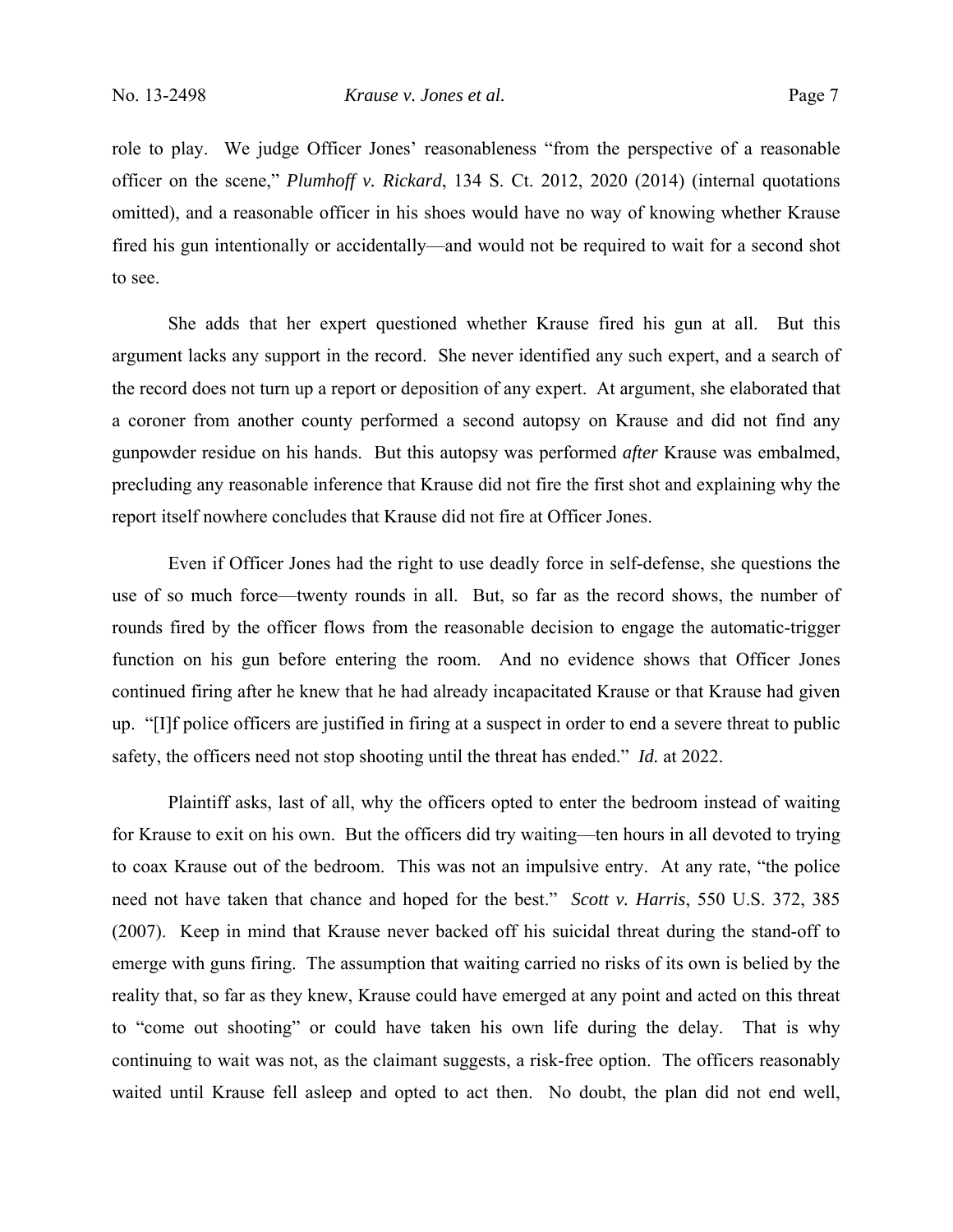role to play. We judge Officer Jones' reasonableness "from the perspective of a reasonable officer on the scene," *Plumhoff v. Rickard*, 134 S. Ct. 2012, 2020 (2014) (internal quotations omitted), and a reasonable officer in his shoes would have no way of knowing whether Krause fired his gun intentionally or accidentally—and would not be required to wait for a second shot to see.

She adds that her expert questioned whether Krause fired his gun at all. But this argument lacks any support in the record. She never identified any such expert, and a search of the record does not turn up a report or deposition of any expert. At argument, she elaborated that a coroner from another county performed a second autopsy on Krause and did not find any gunpowder residue on his hands. But this autopsy was performed *after* Krause was embalmed, precluding any reasonable inference that Krause did not fire the first shot and explaining why the report itself nowhere concludes that Krause did not fire at Officer Jones.

Even if Officer Jones had the right to use deadly force in self-defense, she questions the use of so much force—twenty rounds in all. But, so far as the record shows, the number of rounds fired by the officer flows from the reasonable decision to engage the automatic-trigger function on his gun before entering the room. And no evidence shows that Officer Jones continued firing after he knew that he had already incapacitated Krause or that Krause had given up. "[I]f police officers are justified in firing at a suspect in order to end a severe threat to public safety, the officers need not stop shooting until the threat has ended." *Id.* at 2022.

Plaintiff asks, last of all, why the officers opted to enter the bedroom instead of waiting for Krause to exit on his own. But the officers did try waiting—ten hours in all devoted to trying to coax Krause out of the bedroom. This was not an impulsive entry. At any rate, "the police need not have taken that chance and hoped for the best." *Scott v. Harris*, 550 U.S. 372, 385 (2007). Keep in mind that Krause never backed off his suicidal threat during the stand-off to emerge with guns firing. The assumption that waiting carried no risks of its own is belied by the reality that, so far as they knew, Krause could have emerged at any point and acted on this threat to "come out shooting" or could have taken his own life during the delay. That is why continuing to wait was not, as the claimant suggests, a risk-free option. The officers reasonably waited until Krause fell asleep and opted to act then. No doubt, the plan did not end well,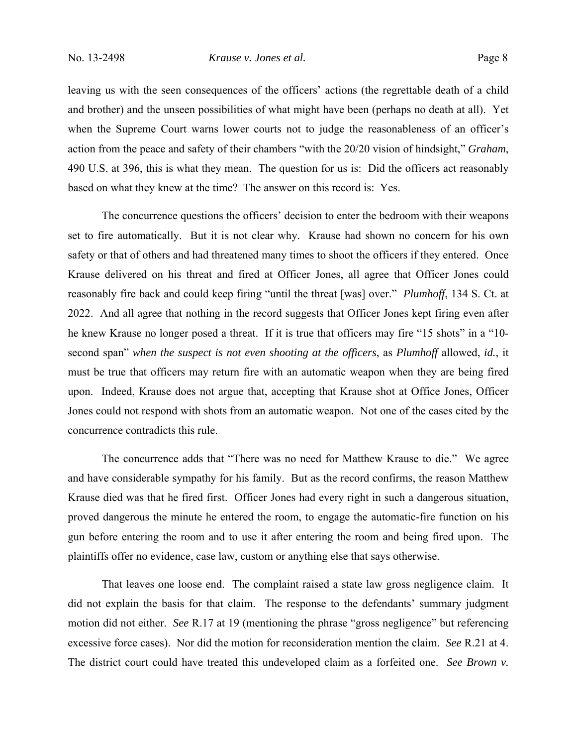leaving us with the seen consequences of the officers' actions (the regrettable death of a child and brother) and the unseen possibilities of what might have been (perhaps no death at all). Yet when the Supreme Court warns lower courts not to judge the reasonableness of an officer's action from the peace and safety of their chambers "with the 20/20 vision of hindsight," *Graham*, 490 U.S. at 396, this is what they mean. The question for us is: Did the officers act reasonably based on what they knew at the time? The answer on this record is: Yes.

The concurrence questions the officers' decision to enter the bedroom with their weapons set to fire automatically. But it is not clear why. Krause had shown no concern for his own safety or that of others and had threatened many times to shoot the officers if they entered. Once Krause delivered on his threat and fired at Officer Jones, all agree that Officer Jones could reasonably fire back and could keep firing "until the threat [was] over." *Plumhoff*, 134 S. Ct. at 2022. And all agree that nothing in the record suggests that Officer Jones kept firing even after he knew Krause no longer posed a threat. If it is true that officers may fire "15 shots" in a "10-second span" *when the suspect is not even shooting at the officers*, as *Plumhoff* allowed, *id.*, it must be true that officers may return fire with an automatic weapon when they are being fired upon. Indeed, Krause does not argue that, accepting that Krause shot at Office Jones, Officer Jones could not respond with shots from an automatic weapon. Not one of the cases cited by the concurrence contradicts this rule.

The concurrence adds that "There was no need for Matthew Krause to die." We agree and have considerable sympathy for his family. But as the record confirms, the reason Matthew Krause died was that he fired first. Officer Jones had every right in such a dangerous situation, proved dangerous the minute he entered the room, to engage the automatic-fire function on his gun before entering the room and to use it after entering the room and being fired upon. The plaintiffs offer no evidence, case law, custom or anything else that says otherwise.

That leaves one loose end. The complaint raised a state law gross negligence claim. It did not explain the basis for that claim. The response to the defendants' summary judgment motion did not either. *See* R.17 at 19 (mentioning the phrase "gross negligence" but referencing excessive force cases). Nor did the motion for reconsideration mention the claim. *See* R.21 at 4. The district court could have treated this undeveloped claim as a forfeited one. *See Brown v.*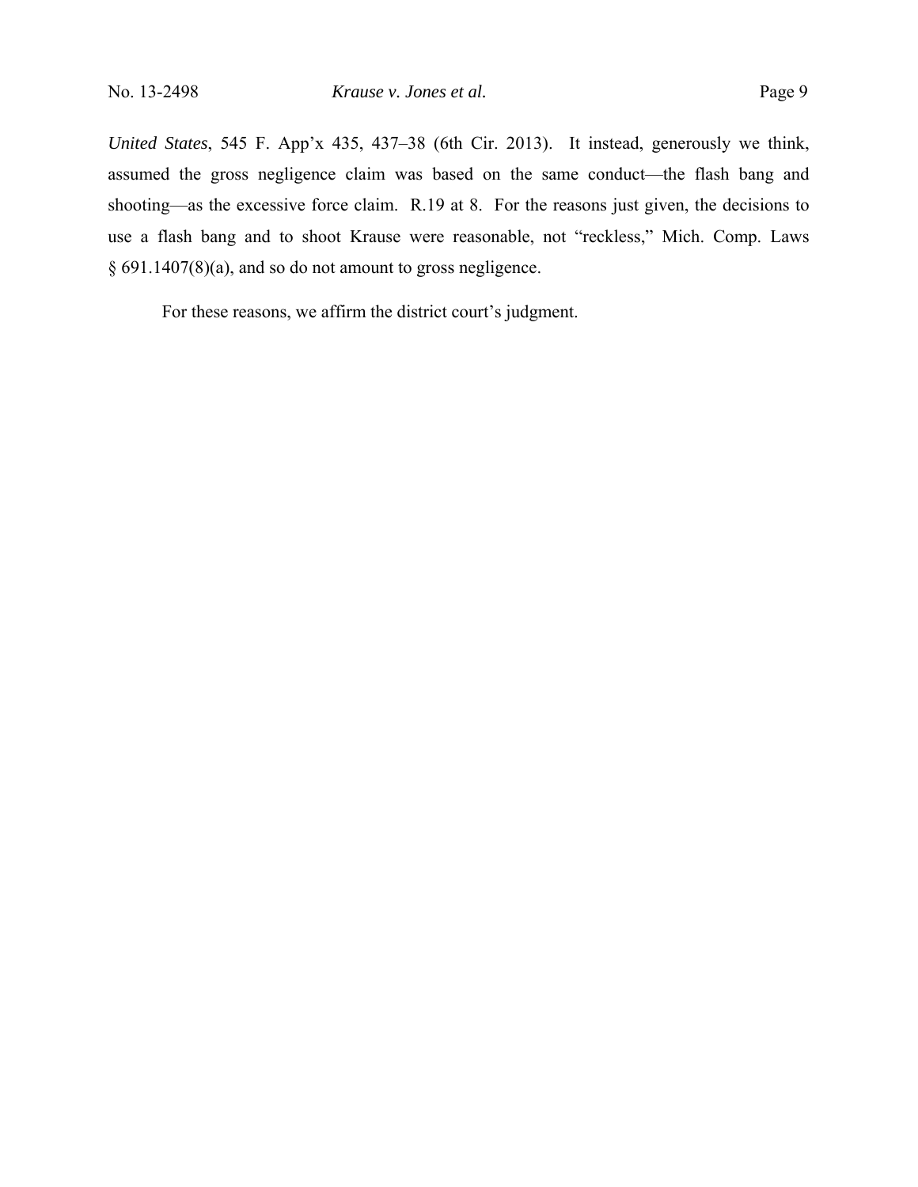*United States*, 545 F. App'x 435, 437–38 (6th Cir. 2013). It instead, generously we think, assumed the gross negligence claim was based on the same conduct—the flash bang and shooting—as the excessive force claim. R.19 at 8. For the reasons just given, the decisions to use a flash bang and to shoot Krause were reasonable, not "reckless," Mich. Comp. Laws § 691.1407(8)(a), and so do not amount to gross negligence.

For these reasons, we affirm the district court's judgment.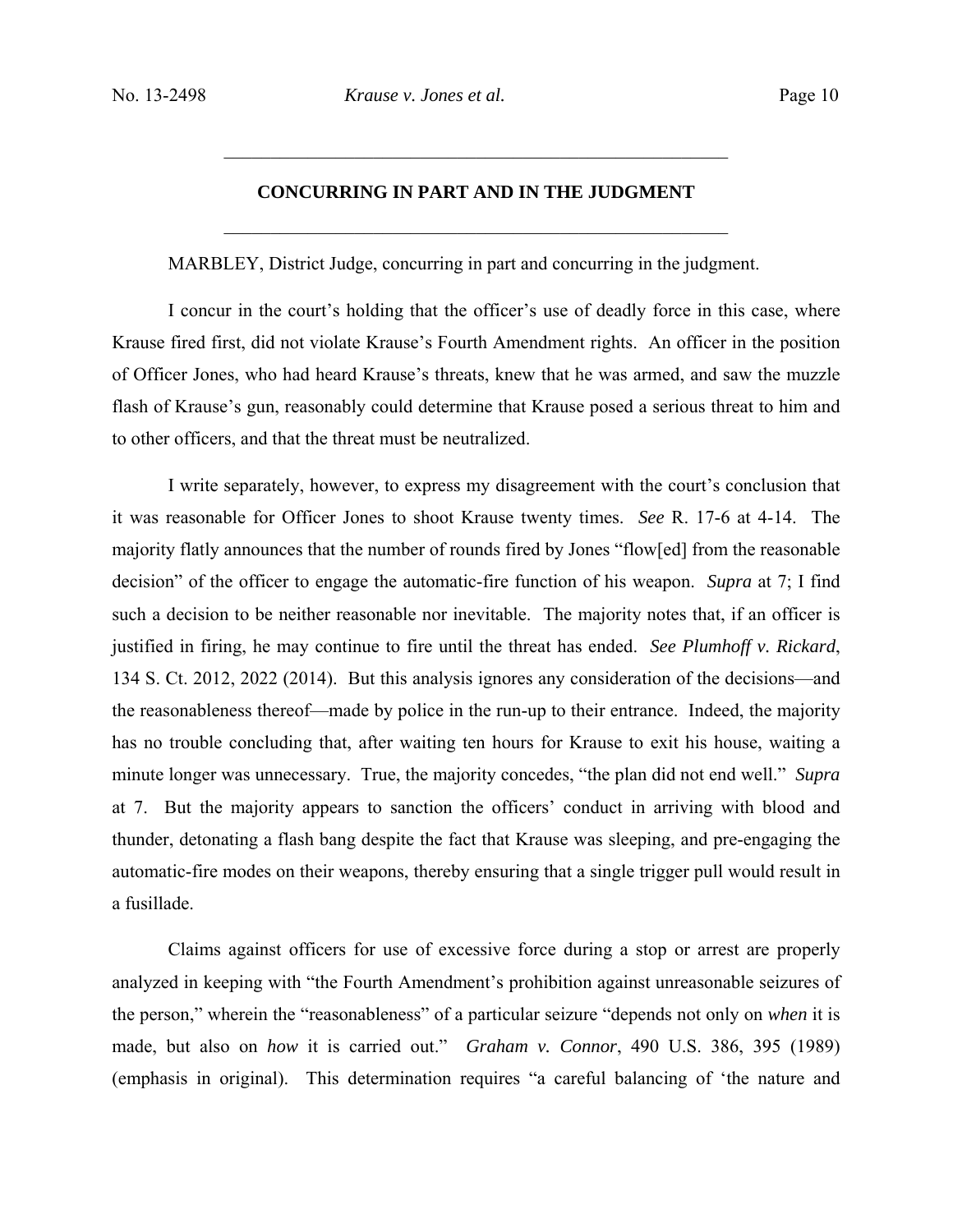## CONCURRING IN PART AND IN THE JUDGMENT

MARBLEY, District Judge, concurring in part and concurring in the judgment.

I concur in the court's holding that the officer's use of deadly force in this case, where Krause fired first, did not violate Krause's Fourth Amendment rights. An officer in the position of Officer Jones, who had heard Krause's threats, knew that he was armed, and saw the muzzle flash of Krause's gun, reasonably could determine that Krause posed a serious threat to him and to other officers, and that the threat must be neutralized.

I write separately, however, to express my disagreement with the court's conclusion that it was reasonable for Officer Jones to shoot Krause twenty times. *See* R. 17-6 at 4-14. The majority flatly announces that the number of rounds fired by Jones "flow[ed] from the reasonable decision" of the officer to engage the automatic-fire function of his weapon. *Supra* at 7; I find such a decision to be neither reasonable nor inevitable. The majority notes that, if an officer is justified in firing, he may continue to fire until the threat has ended. *See Plumhoff v. Rickard*, 134 S. Ct. 2012, 2022 (2014). But this analysis ignores any consideration of the decisions—and the reasonableness thereof—made by police in the run-up to their entrance. Indeed, the majority has no trouble concluding that, after waiting ten hours for Krause to exit his house, waiting a minute longer was unnecessary. True, the majority concedes, "the plan did not end well." *Supra* at 7. But the majority appears to sanction the officers' conduct in arriving with blood and thunder, detonating a flash bang despite the fact that Krause was sleeping, and pre-engaging the automatic-fire modes on their weapons, thereby ensuring that a single trigger pull would result in a fusillade.

Claims against officers for use of excessive force during a stop or arrest are properly analyzed in keeping with "the Fourth Amendment's prohibition against unreasonable seizures of the person," wherein the "reasonableness" of a particular seizure "depends not only on *when* it is made, but also on *how* it is carried out." *Graham v. Connor*, 490 U.S. 386, 395 (1989) (emphasis in original). This determination requires "a careful balancing of 'the nature and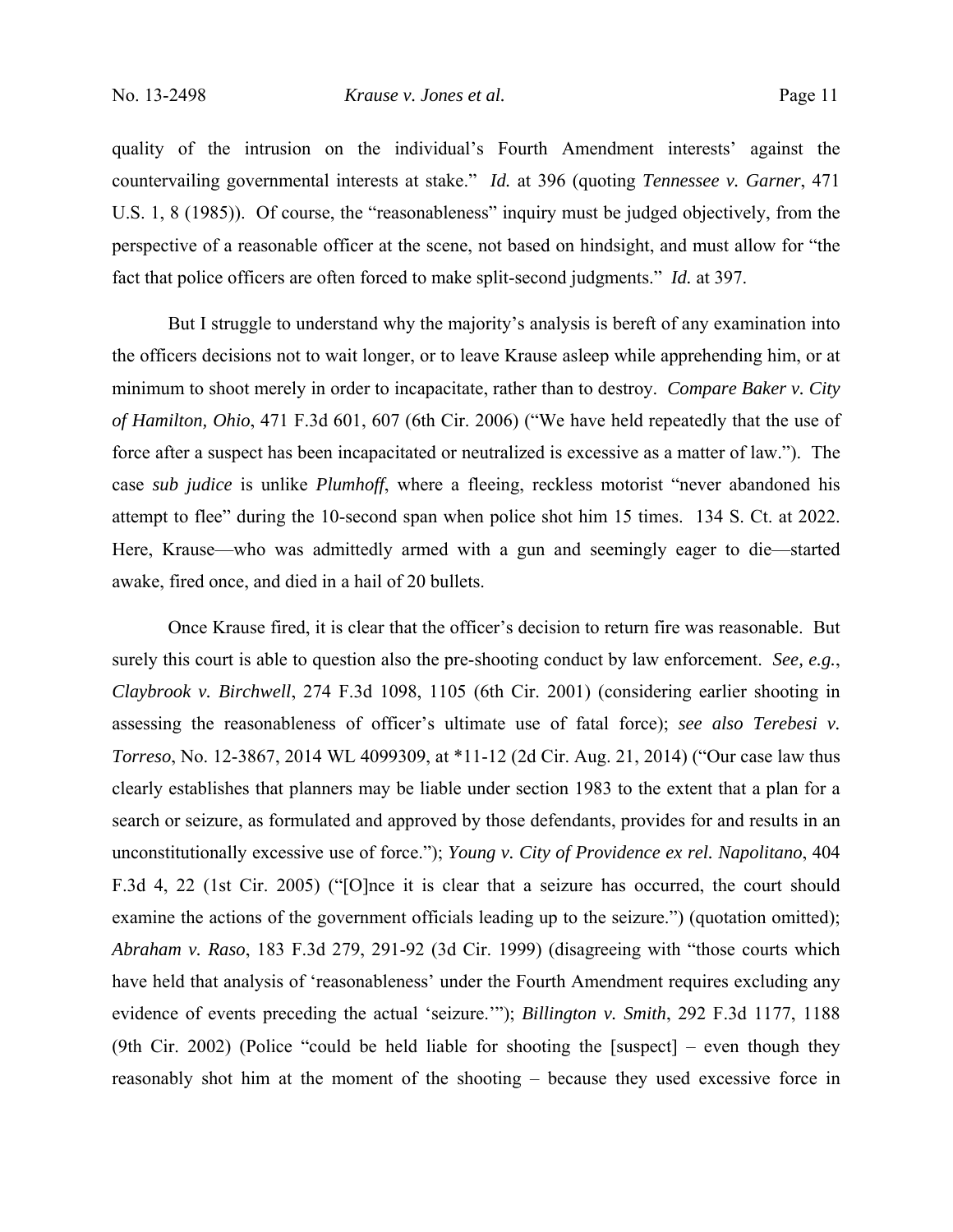quality of the intrusion on the individual's Fourth Amendment interests' against the countervailing governmental interests at stake." *Id.* at 396 (quoting *Tennessee v. Garner*, 471 U.S. 1, 8 (1985)). Of course, the "reasonableness" inquiry must be judged objectively, from the perspective of a reasonable officer at the scene, not based on hindsight, and must allow for "the fact that police officers are often forced to make split-second judgments." *Id.* at 397.

But I struggle to understand why the majority's analysis is bereft of any examination into the officers decisions not to wait longer, or to leave Krause asleep while apprehending him, or at minimum to shoot merely in order to incapacitate, rather than to destroy. *Compare Baker v. City of Hamilton, Ohio*, 471 F.3d 601, 607 (6th Cir. 2006) ("We have held repeatedly that the use of force after a suspect has been incapacitated or neutralized is excessive as a matter of law."). The case *sub judice* is unlike *Plumhoff*, where a fleeing, reckless motorist "never abandoned his attempt to flee" during the 10-second span when police shot him 15 times. 134 S. Ct. at 2022. Here, Krause—who was admittedly armed with a gun and seemingly eager to die—started awake, fired once, and died in a hail of 20 bullets.

Once Krause fired, it is clear that the officer's decision to return fire was reasonable. But surely this court is able to question also the pre-shooting conduct by law enforcement. *See, e.g.*, *Claybrook v. Birchwell*, 274 F.3d 1098, 1105 (6th Cir. 2001) (considering earlier shooting in assessing the reasonableness of officer's ultimate use of fatal force); *see also Terebesi v. Torreso*, No. 12-3867, 2014 WL 4099309, at *11-12 (2d Cir. Aug. 21, 2014) ("Our case law thus clearly establishes that planners may be liable under section 1983 to the extent that a plan for a search or seizure, as formulated and approved by those defendants, provides for and results in an unconstitutionally excessive use of force."); *Young v. City of Providence ex rel. Napolitano*, 404 F.3d 4, 22 (1st Cir. 2005) ("[O]nce it is clear that a seizure has occurred, the court should examine the actions of the government officials leading up to the seizure.") (quotation omitted); *Abraham v. Raso*, 183 F.3d 279, 291-92 (3d Cir. 1999) (disagreeing with "those courts which have held that analysis of 'reasonableness' under the Fourth Amendment requires excluding any evidence of events preceding the actual 'seizure.'"); *Billington v. Smith*, 292 F.3d 1177, 1188 (9th Cir. 2002) (Police "could be held liable for shooting the [suspect] – even though they reasonably shot him at the moment of the shooting – because they used excessive force in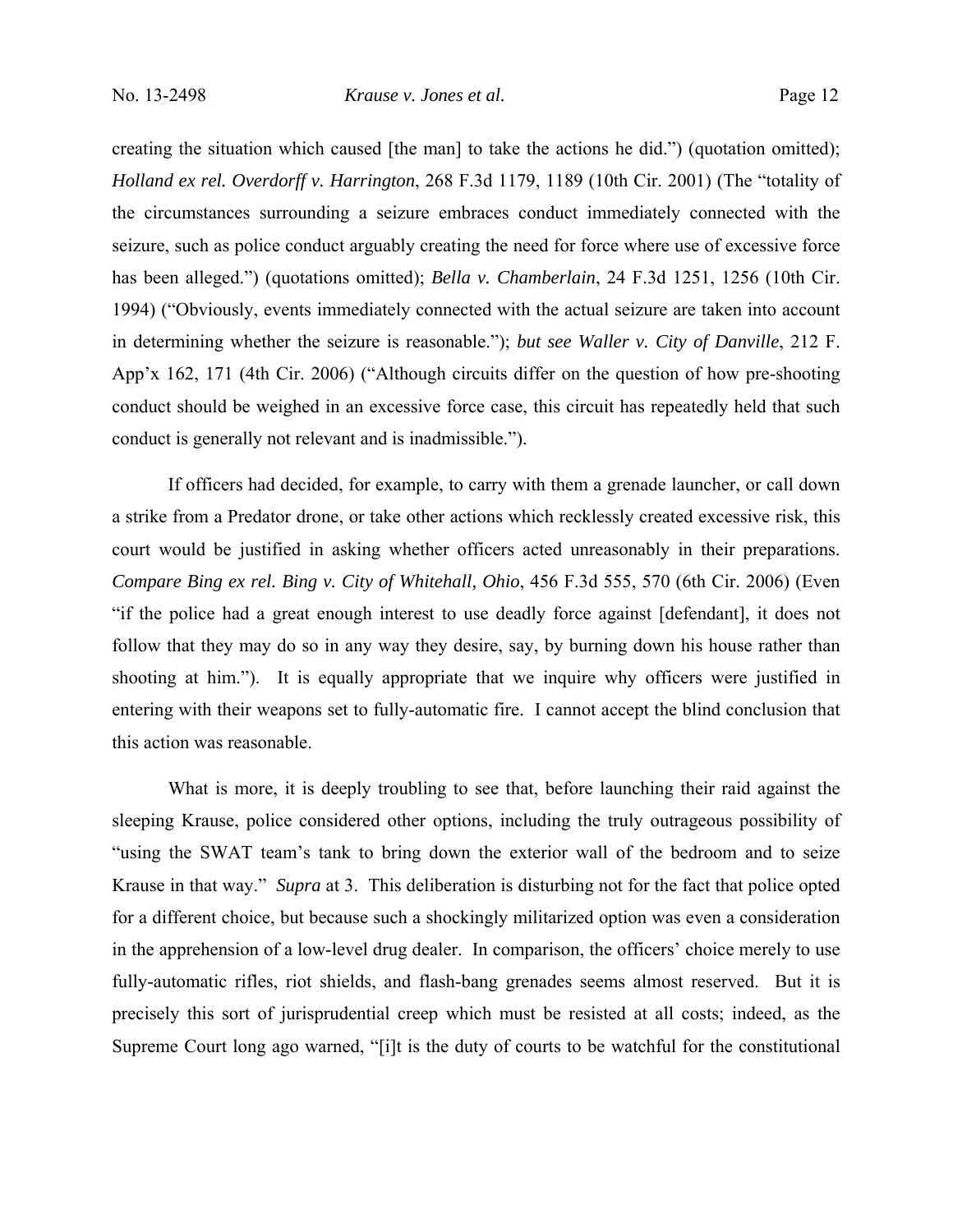creating the situation which caused [the man] to take the actions he did.") (quotation omitted); *Holland ex rel. Overdorff v. Harrington*, 268 F.3d 1179, 1189 (10th Cir. 2001) (The "totality of the circumstances surrounding a seizure embraces conduct immediately connected with the seizure, such as police conduct arguably creating the need for force where use of excessive force has been alleged.") (quotations omitted); *Bella v. Chamberlain*, 24 F.3d 1251, 1256 (10th Cir. 1994) ("Obviously, events immediately connected with the actual seizure are taken into account in determining whether the seizure is reasonable."); *but see Waller v. City of Danville*, 212 F. App'x 162, 171 (4th Cir. 2006) ("Although circuits differ on the question of how pre-shooting conduct should be weighed in an excessive force case, this circuit has repeatedly held that such conduct is generally not relevant and is inadmissible.").

If officers had decided, for example, to carry with them a grenade launcher, or call down a strike from a Predator drone, or take other actions which recklessly created excessive risk, this court would be justified in asking whether officers acted unreasonably in their preparations. *Compare Bing ex rel. Bing v. City of Whitehall, Ohio*, 456 F.3d 555, 570 (6th Cir. 2006) (Even "if the police had a great enough interest to use deadly force against [defendant], it does not follow that they may do so in any way they desire, say, by burning down his house rather than shooting at him."). It is equally appropriate that we inquire why officers were justified in entering with their weapons set to fully-automatic fire. I cannot accept the blind conclusion that this action was reasonable.

What is more, it is deeply troubling to see that, before launching their raid against the sleeping Krause, police considered other options, including the truly outrageous possibility of "using the SWAT team's tank to bring down the exterior wall of the bedroom and to seize Krause in that way." *Supra* at 3. This deliberation is disturbing not for the fact that police opted for a different choice, but because such a shockingly militarized option was even a consideration in the apprehension of a low-level drug dealer. In comparison, the officers' choice merely to use fully-automatic rifles, riot shields, and flash-bang grenades seems almost reserved. But it is precisely this sort of jurisprudential creep which must be resisted at all costs; indeed, as the Supreme Court long ago warned, "[i]t is the duty of courts to be watchful for the constitutional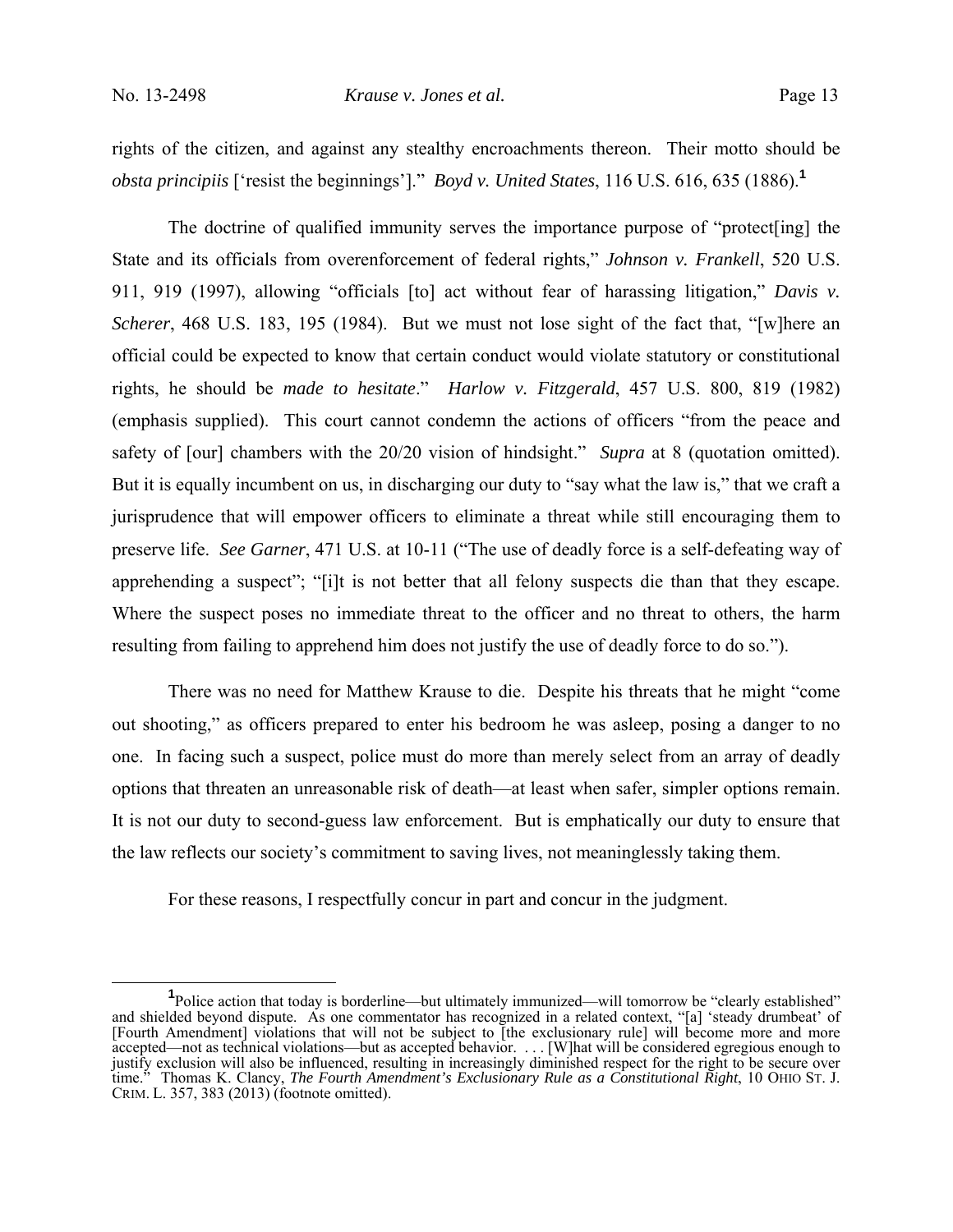rights of the citizen, and against any stealthy encroachments thereon. Their motto should be *obsta principiis* ['resist the beginnings']." *Boyd v. United States*, 116 U.S. 616, 635 (1886).[1]

The doctrine of qualified immunity serves the importance purpose of "protect[ing] the State and its officials from overenforcement of federal rights," *Johnson v. Frankell*, 520 U.S. 911, 919 (1997), allowing "officials [to] act without fear of harassing litigation," *Davis v. Scherer*, 468 U.S. 183, 195 (1984). But we must not lose sight of the fact that, "[w]here an official could be expected to know that certain conduct would violate statutory or constitutional rights, he should be *made to hesitate*." *Harlow v. Fitzgerald*, 457 U.S. 800, 819 (1982) (emphasis supplied). This court cannot condemn the actions of officers "from the peace and safety of [our] chambers with the 20/20 vision of hindsight." *Supra* at 8 (quotation omitted). But it is equally incumbent on us, in discharging our duty to "say what the law is," that we craft a jurisprudence that will empower officers to eliminate a threat while still encouraging them to preserve life. *See Garner*, 471 U.S. at 10-11 ("The use of deadly force is a self-defeating way of apprehending a suspect"; "[i]t is not better that all felony suspects die than that they escape. Where the suspect poses no immediate threat to the officer and no threat to others, the harm resulting from failing to apprehend him does not justify the use of deadly force to do so.").

There was no need for Matthew Krause to die. Despite his threats that he might "come out shooting," as officers prepared to enter his bedroom he was asleep, posing a danger to no one. In facing such a suspect, police must do more than merely select from an array of deadly options that threaten an unreasonable risk of death—at least when safer, simpler options remain. It is not our duty to second-guess law enforcement. But is emphatically our duty to ensure that the law reflects our society's commitment to saving lives, not meaninglessly taking them.

For these reasons, I respectfully concur in part and concur in the judgment.

---

[1] Police action that today is borderline—but ultimately immunized—will tomorrow be "clearly established" and shielded beyond dispute. As one commentator has recognized in a related context, "[a] 'steady drumbeat' of [Fourth Amendment] violations that will not be subject to [the exclusionary rule] will become more and more accepted—not as technical violations—but as accepted behavior. . . . [W]hat will be considered egregious enough to justify exclusion will also be influenced, resulting in increasingly diminished respect for the right to be secure over time." Thomas K. Clancy, *The Fourth Amendment's Exclusionary Rule as a Constitutional Right*, 10 OHIO ST. J. CRIM. L. 357, 383 (2013) (footnote omitted).